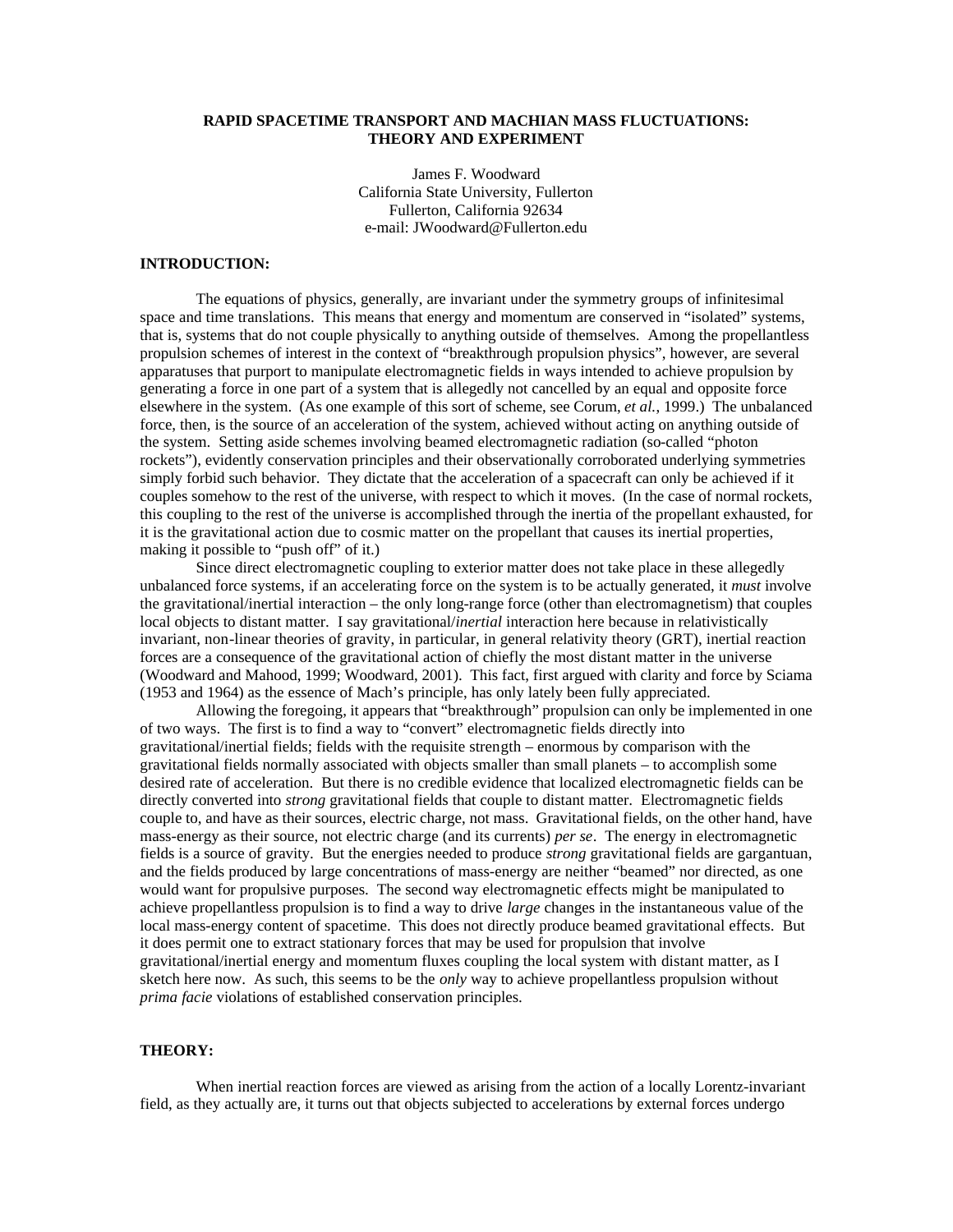# RAPID SPACETIME TRANSPORT AND MACHIAN MASS FLUCTUATIONS: THEORY AND EXPERIMENT

James F. Woodward
California State University, Fullerton
Fullerton, California 92634
e-mail: JWoodward@Fullerton.edu

## INTRODUCTION:

The equations of physics, generally, are invariant under the symmetry groups of infinitesimal space and time translations. This means that energy and momentum are conserved in "isolated" systems, that is, systems that do not couple physically to anything outside of themselves. Among the propellantless propulsion schemes of interest in the context of "breakthrough propulsion physics", however, are several apparatuses that purport to manipulate electromagnetic fields in ways intended to achieve propulsion by generating a force in one part of a system that is allegedly not cancelled by an equal and opposite force elsewhere in the system. (As one example of this sort of scheme, see Corum, *et al.*, 1999.) The unbalanced force, then, is the source of an acceleration of the system, achieved without acting on anything outside of the system. Setting aside schemes involving beamed electromagnetic radiation (so-called "photon rockets"), evidently conservation principles and their observationally corroborated underlying symmetries simply forbid such behavior. They dictate that the acceleration of a spacecraft can only be achieved if it couples somehow to the rest of the universe, with respect to which it moves. (In the case of normal rockets, this coupling to the rest of the universe is accomplished through the inertia of the propellant exhausted, for it is the gravitational action due to cosmic matter on the propellant that causes its inertial properties, making it possible to "push off" of it.)

Since direct electromagnetic coupling to exterior matter does not take place in these allegedly unbalanced force systems, if an accelerating force on the system is to be actually generated, it *must* involve the gravitational/inertial interaction – the only long-range force (other than electromagnetism) that couples local objects to distant matter. I say gravitational/*inertial* interaction here because in relativistically invariant, non-linear theories of gravity, in particular, in general relativity theory (GRT), inertial reaction forces are a consequence of the gravitational action of chiefly the most distant matter in the universe (Woodward and Mahood, 1999; Woodward, 2001). This fact, first argued with clarity and force by Sciama (1953 and 1964) as the essence of Mach's principle, has only lately been fully appreciated.

Allowing the foregoing, it appears that "breakthrough" propulsion can only be implemented in one of two ways. The first is to find a way to "convert" electromagnetic fields directly into gravitational/inertial fields; fields with the requisite strength – enormous by comparison with the gravitational fields normally associated with objects smaller than small planets – to accomplish some desired rate of acceleration. But there is no credible evidence that localized electromagnetic fields can be directly converted into *strong* gravitational fields that couple to distant matter. Electromagnetic fields couple to, and have as their sources, electric charge, not mass. Gravitational fields, on the other hand, have mass-energy as their source, not electric charge (and its currents) *per se*. The energy in electromagnetic fields is a source of gravity. But the energies needed to produce *strong* gravitational fields are gargantuan, and the fields produced by large concentrations of mass-energy are neither "beamed" nor directed, as one would want for propulsive purposes. The second way electromagnetic effects might be manipulated to achieve propellantless propulsion is to find a way to drive *large* changes in the instantaneous value of the local mass-energy content of spacetime. This does not directly produce beamed gravitational effects. But it does permit one to extract stationary forces that may be used for propulsion that involve gravitational/inertial energy and momentum fluxes coupling the local system with distant matter, as I sketch here now. As such, this seems to be the *only* way to achieve propellantless propulsion without *prima facie* violations of established conservation principles.

## THEORY:

When inertial reaction forces are viewed as arising from the action of a locally Lorentz-invariant field, as they actually are, it turns out that objects subjected to accelerations by external forces undergo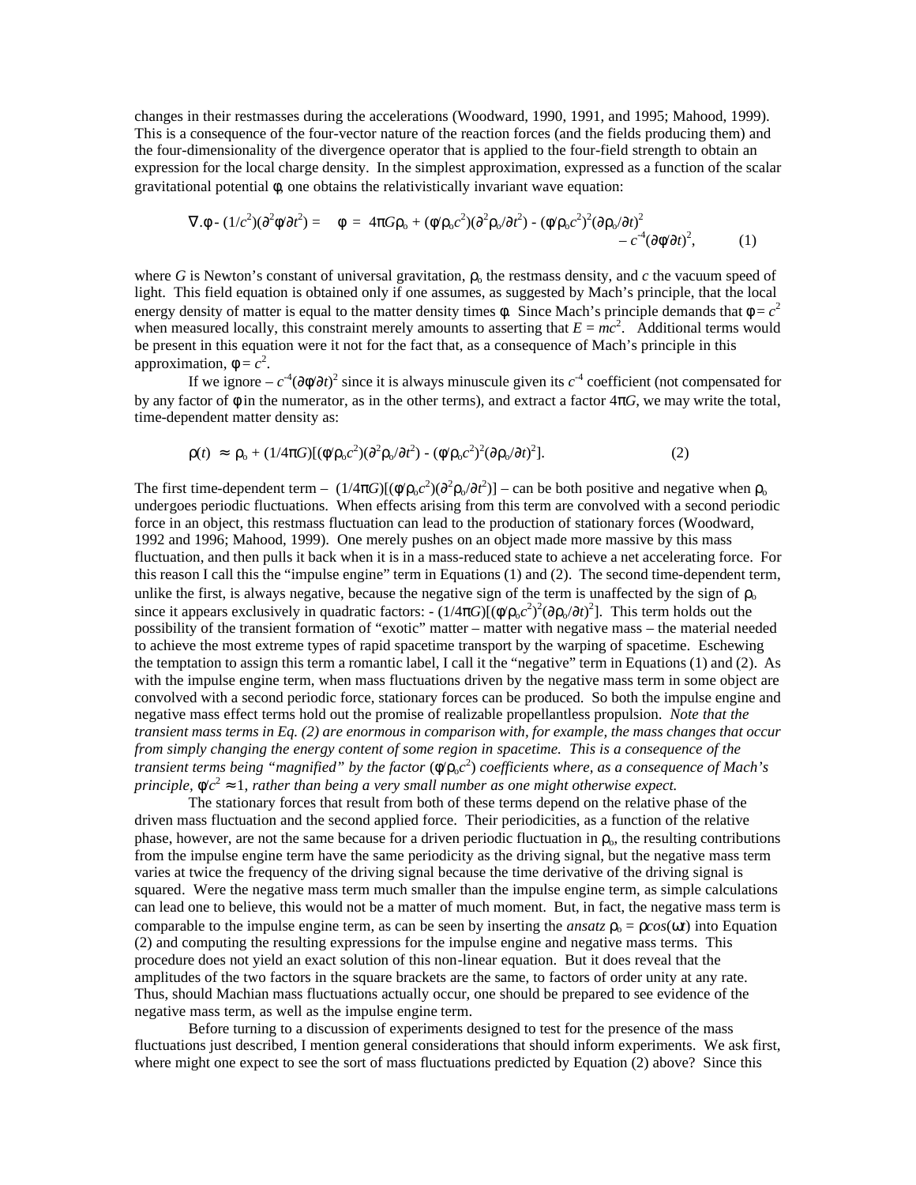changes in their restmasses during the accelerations (Woodward, 1990, 1991, and 1995; Mahood, 1999). This is a consequence of the four-vector nature of the reaction forces (and the fields producing them) and the four-dimensionality of the divergence operator that is applied to the four-field strength to obtain an expression for the local charge density. In the simplest approximation, expressed as a function of the scalar gravitational potential $\phi$, one obtains the relativistically invariant wave equation:

$$\nabla.\phi - (1/c^2)(\partial^2\phi/\partial t^2) = \quad \phi \; = \; 4\pi G\rho_o + (\phi/\rho_o c^2)(\partial^2\rho_o/\partial t^2) - (\phi/\rho_o c^2)^2(\partial\rho_o/\partial t)^2 - c^{-4}(\partial\phi/\partial t)^2, \qquad (1)$$

where $G$ is Newton's constant of universal gravitation, $\rho_o$ the restmass density, and $c$ the vacuum speed of light. This field equation is obtained only if one assumes, as suggested by Mach's principle, that the local energy density of matter is equal to the matter density times $\phi$. Since Mach's principle demands that $\phi = c^2$ when measured locally, this constraint merely amounts to asserting that $E = mc^2$. Additional terms would be present in this equation were it not for the fact that, as a consequence of Mach's principle in this approximation, $\phi = c^2$.

If we ignore $- c^{-4}(\partial\phi/\partial t)^2$ since it is always minuscule given its $c^{-4}$ coefficient (not compensated for by any factor of $\phi$ in the numerator, as in the other terms), and extract a factor $4\pi G$, we may write the total, time-dependent matter density as:

$$\rho(t) \;\approx\; \rho_o + (1/4\pi G)[(\phi/\rho_o c^2)(\partial^2\rho_o/\partial t^2) - (\phi/\rho_o c^2)^2(\partial\rho_o/\partial t)^2]. \qquad (2)$$

The first time-dependent term – $(1/4\pi G)[(\phi/\rho_o c^2)(\partial^2\rho_o/\partial t^2)]$ – can be both positive and negative when $\rho_o$ undergoes periodic fluctuations. When effects arising from this term are convolved with a second periodic force in an object, this restmass fluctuation can lead to the production of stationary forces (Woodward, 1992 and 1996; Mahood, 1999). One merely pushes on an object made more massive by this mass fluctuation, and then pulls it back when it is in a mass-reduced state to achieve a net accelerating force. For this reason I call this the "impulse engine" term in Equations (1) and (2). The second time-dependent term, unlike the first, is always negative, because the negative sign of the term is unaffected by the sign of $\rho_o$ since it appears exclusively in quadratic factors: $- (1/4\pi G)[(\phi/\rho_o c^2)^2(\partial\rho_o/\partial t)^2]$. This term holds out the possibility of the transient formation of "exotic" matter – matter with negative mass – the material needed to achieve the most extreme types of rapid spacetime transport by the warping of spacetime. Eschewing the temptation to assign this term a romantic label, I call it the "negative" term in Equations (1) and (2). As with the impulse engine term, when mass fluctuations driven by the negative mass term in some object are convolved with a second periodic force, stationary forces can be produced. So both the impulse engine and negative mass effect terms hold out the promise of realizable propellantless propulsion. *Note that the transient mass terms in Eq. (2) are enormous in comparison with, for example, the mass changes that occur from simply changing the energy content of some region in spacetime. This is a consequence of the transient terms being "magnified" by the factor* $(\phi/\rho_o c^2)$ *coefficients where, as a consequence of Mach's principle,* $\phi/c^2 \approx 1$, *rather than being a very small number as one might otherwise expect.*

The stationary forces that result from both of these terms depend on the relative phase of the driven mass fluctuation and the second applied force. Their periodicities, as a function of the relative phase, however, are not the same because for a driven periodic fluctuation in $\rho_o$, the resulting contributions from the impulse engine term have the same periodicity as the driving signal, but the negative mass term varies at twice the frequency of the driving signal because the time derivative of the driving signal is squared. Were the negative mass term much smaller than the impulse engine term, as simple calculations can lead one to believe, this would not be a matter of much moment. But, in fact, the negative mass term is comparable to the impulse engine term, as can be seen by inserting the *ansatz* $\rho_o = \rho\cos(\omega t)$ into Equation (2) and computing the resulting expressions for the impulse engine and negative mass terms. This procedure does not yield an exact solution of this non-linear equation. But it does reveal that the amplitudes of the two factors in the square brackets are the same, to factors of order unity at any rate. Thus, should Machian mass fluctuations actually occur, one should be prepared to see evidence of the negative mass term, as well as the impulse engine term.

Before turning to a discussion of experiments designed to test for the presence of the mass fluctuations just described, I mention general considerations that should inform experiments. We ask first, where might one expect to see the sort of mass fluctuations predicted by Equation (2) above? Since this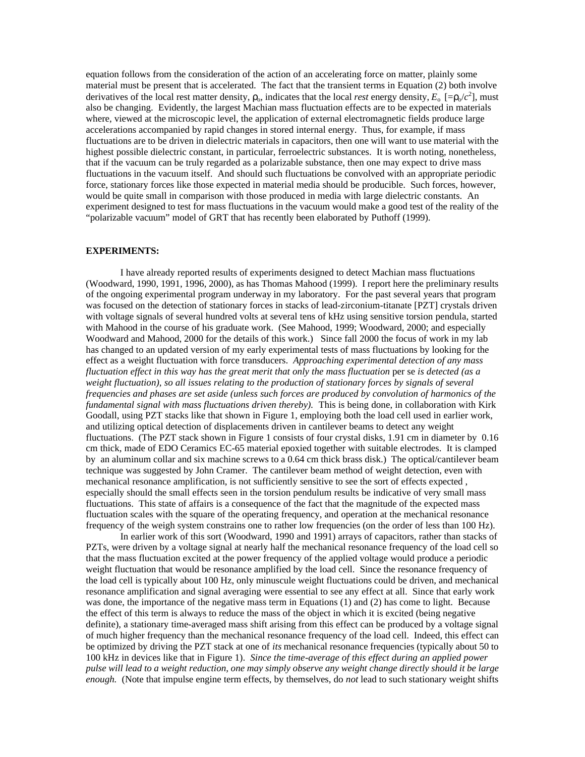equation follows from the consideration of the action of an accelerating force on matter, plainly some material must be present that is accelerated. The fact that the transient terms in Equation (2) both involve derivatives of the local rest matter density, $\rho_o$, indicates that the local *rest* energy density, $E_o$ [$=\rho_o/c^2$], must also be changing. Evidently, the largest Machian mass fluctuation effects are to be expected in materials where, viewed at the microscopic level, the application of external electromagnetic fields produce large accelerations accompanied by rapid changes in stored internal energy. Thus, for example, if mass fluctuations are to be driven in dielectric materials in capacitors, then one will want to use material with the highest possible dielectric constant, in particular, ferroelectric substances. It is worth noting, nonetheless, that if the vacuum can be truly regarded as a polarizable substance, then one may expect to drive mass fluctuations in the vacuum itself. And should such fluctuations be convolved with an appropriate periodic force, stationary forces like those expected in material media should be producible. Such forces, however, would be quite small in comparison with those produced in media with large dielectric constants. An experiment designed to test for mass fluctuations in the vacuum would make a good test of the reality of the "polarizable vacuum" model of GRT that has recently been elaborated by Puthoff (1999).

**EXPERIMENTS:**

I have already reported results of experiments designed to detect Machian mass fluctuations (Woodward, 1990, 1991, 1996, 2000), as has Thomas Mahood (1999). I report here the preliminary results of the ongoing experimental program underway in my laboratory. For the past several years that program was focused on the detection of stationary forces in stacks of lead-zirconium-titanate [PZT] crystals driven with voltage signals of several hundred volts at several tens of kHz using sensitive torsion pendula, started with Mahood in the course of his graduate work. (See Mahood, 1999; Woodward, 2000; and especially Woodward and Mahood, 2000 for the details of this work.) Since fall 2000 the focus of work in my lab has changed to an updated version of my early experimental tests of mass fluctuations by looking for the effect as a weight fluctuation with force transducers. *Approaching experimental detection of any mass fluctuation effect in this way has the great merit that only the mass fluctuation* per se *is detected (as a weight fluctuation), so all issues relating to the production of stationary forces by signals of several frequencies and phases are set aside (unless such forces are produced by convolution of harmonics of the fundamental signal with mass fluctuations driven thereby).* This is being done, in collaboration with Kirk Goodall, using PZT stacks like that shown in Figure 1, employing both the load cell used in earlier work, and utilizing optical detection of displacements driven in cantilever beams to detect any weight fluctuations. (The PZT stack shown in Figure 1 consists of four crystal disks, 1.91 cm in diameter by 0.16 cm thick, made of EDO Ceramics EC-65 material epoxied together with suitable electrodes. It is clamped by an aluminum collar and six machine screws to a 0.64 cm thick brass disk.) The optical/cantilever beam technique was suggested by John Cramer. The cantilever beam method of weight detection, even with mechanical resonance amplification, is not sufficiently sensitive to see the sort of effects expected , especially should the small effects seen in the torsion pendulum results be indicative of very small mass fluctuations. This state of affairs is a consequence of the fact that the magnitude of the expected mass fluctuation scales with the square of the operating frequency, and operation at the mechanical resonance frequency of the weigh system constrains one to rather low frequencies (on the order of less than 100 Hz).

In earlier work of this sort (Woodward, 1990 and 1991) arrays of capacitors, rather than stacks of PZTs, were driven by a voltage signal at nearly half the mechanical resonance frequency of the load cell so that the mass fluctuation excited at the power frequency of the applied voltage would produce a periodic weight fluctuation that would be resonance amplified by the load cell. Since the resonance frequency of the load cell is typically about 100 Hz, only minuscule weight fluctuations could be driven, and mechanical resonance amplification and signal averaging were essential to see any effect at all. Since that early work was done, the importance of the negative mass term in Equations (1) and (2) has come to light. Because the effect of this term is always to reduce the mass of the object in which it is excited (being negative definite), a stationary time-averaged mass shift arising from this effect can be produced by a voltage signal of much higher frequency than the mechanical resonance frequency of the load cell. Indeed, this effect can be optimized by driving the PZT stack at one of *its* mechanical resonance frequencies (typically about 50 to 100 kHz in devices like that in Figure 1). *Since the time-average of this effect during an applied power pulse will lead to a weight reduction, one may simply observe any weight change directly should it be large enough.* (Note that impulse engine term effects, by themselves, do *not* lead to such stationary weight shifts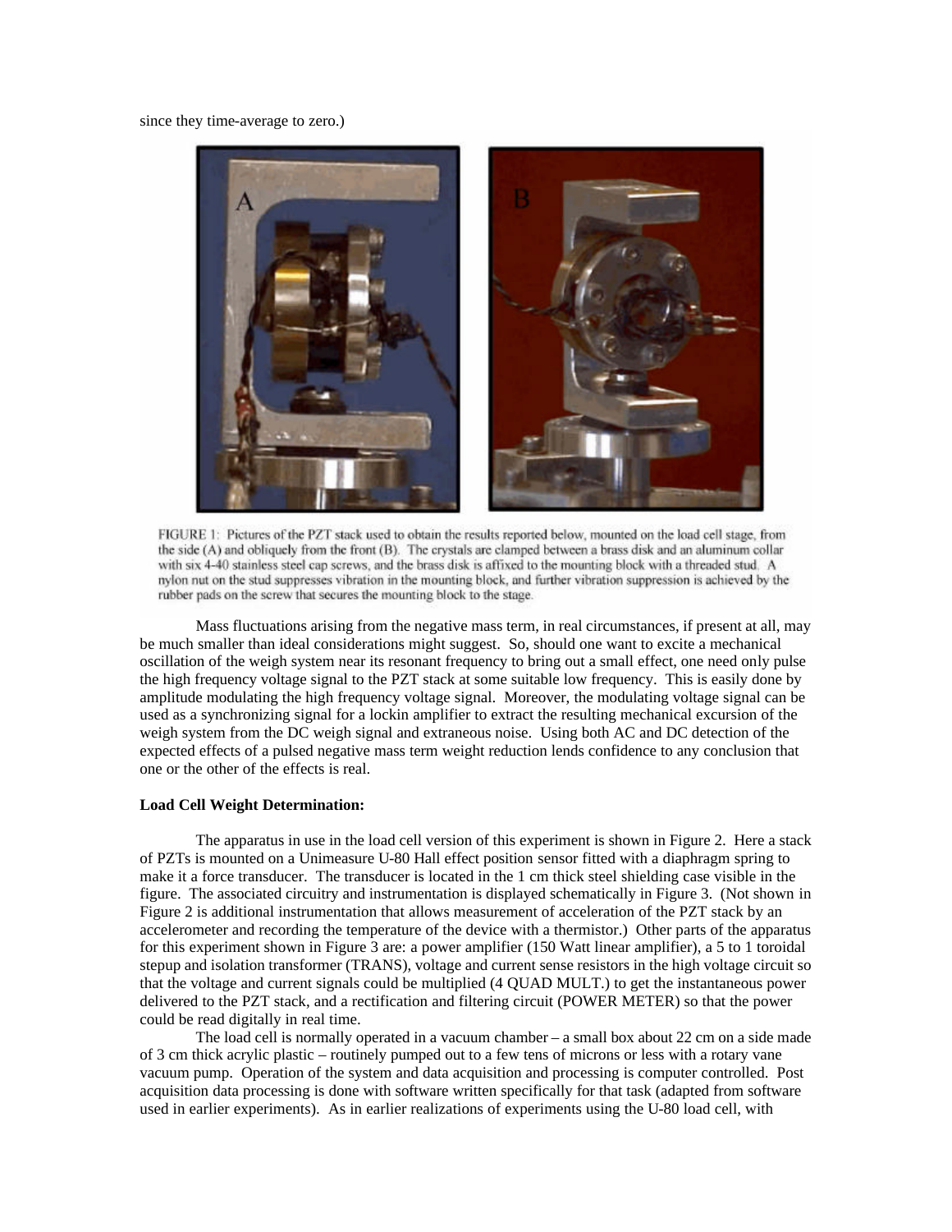since they time-average to zero.)

FIGURE 1: Pictures of the PZT stack used to obtain the results reported below, mounted on the load cell stage, from the side (A) and obliquely from the front (B). The crystals are clamped between a brass disk and an aluminum collar with six 4-40 stainless steel cap screws, and the brass disk is affixed to the mounting block with a threaded stud. A nylon nut on the stud suppresses vibration in the mounting block, and further vibration suppression is achieved by the rubber pads on the screw that secures the mounting block to the stage.

Mass fluctuations arising from the negative mass term, in real circumstances, if present at all, may be much smaller than ideal considerations might suggest. So, should one want to excite a mechanical oscillation of the weigh system near its resonant frequency to bring out a small effect, one need only pulse the high frequency voltage signal to the PZT stack at some suitable low frequency. This is easily done by amplitude modulating the high frequency voltage signal. Moreover, the modulating voltage signal can be used as a synchronizing signal for a lockin amplifier to extract the resulting mechanical excursion of the weigh system from the DC weigh signal and extraneous noise. Using both AC and DC detection of the expected effects of a pulsed negative mass term weight reduction lends confidence to any conclusion that one or the other of the effects is real.

**Load Cell Weight Determination:**

The apparatus in use in the load cell version of this experiment is shown in Figure 2. Here a stack of PZTs is mounted on a Unimeasure U-80 Hall effect position sensor fitted with a diaphragm spring to make it a force transducer. The transducer is located in the 1 cm thick steel shielding case visible in the figure. The associated circuitry and instrumentation is displayed schematically in Figure 3. (Not shown in Figure 2 is additional instrumentation that allows measurement of acceleration of the PZT stack by an accelerometer and recording the temperature of the device with a thermistor.) Other parts of the apparatus for this experiment shown in Figure 3 are: a power amplifier (150 Watt linear amplifier), a 5 to 1 toroidal stepup and isolation transformer (TRANS), voltage and current sense resistors in the high voltage circuit so that the voltage and current signals could be multiplied (4 QUAD MULT.) to get the instantaneous power delivered to the PZT stack, and a rectification and filtering circuit (POWER METER) so that the power could be read digitally in real time.

The load cell is normally operated in a vacuum chamber – a small box about 22 cm on a side made of 3 cm thick acrylic plastic – routinely pumped out to a few tens of microns or less with a rotary vane vacuum pump. Operation of the system and data acquisition and processing is computer controlled. Post acquisition data processing is done with software written specifically for that task (adapted from software used in earlier experiments). As in earlier realizations of experiments using the U-80 load cell, with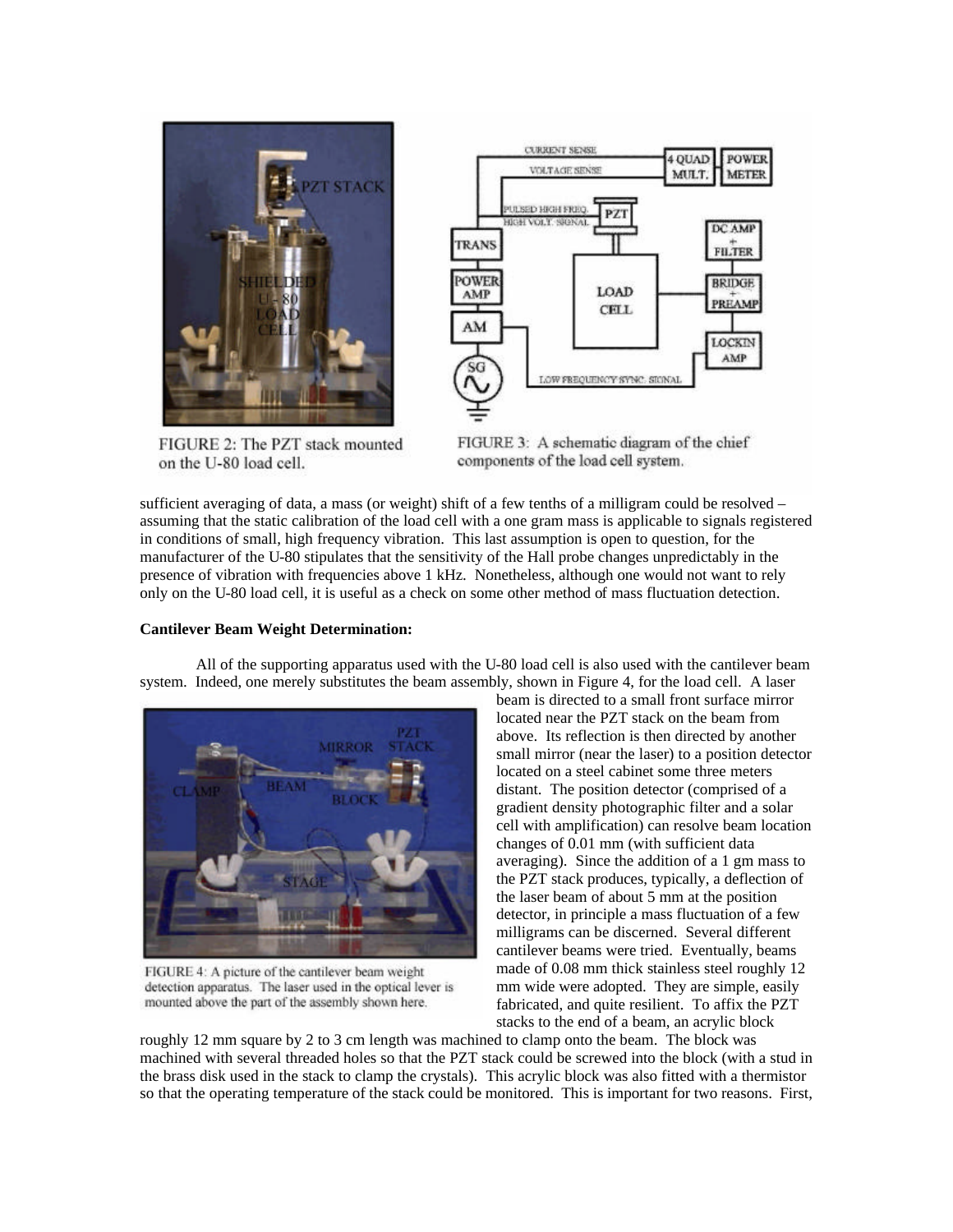FIGURE 2: The PZT stack mounted on the U-80 load cell.

FIGURE 3: A schematic diagram of the chief components of the load cell system.

sufficient averaging of data, a mass (or weight) shift of a few tenths of a milligram could be resolved – assuming that the static calibration of the load cell with a one gram mass is applicable to signals registered in conditions of small, high frequency vibration. This last assumption is open to question, for the manufacturer of the U-80 stipulates that the sensitivity of the Hall probe changes unpredictably in the presence of vibration with frequencies above 1 kHz. Nonetheless, although one would not want to rely only on the U-80 load cell, it is useful as a check on some other method of mass fluctuation detection.

**Cantilever Beam Weight Determination:**

All of the supporting apparatus used with the U-80 load cell is also used with the cantilever beam system. Indeed, one merely substitutes the beam assembly, shown in Figure 4, for the load cell. A laser beam is directed to a small front surface mirror located near the PZT stack on the beam from above. Its reflection is then directed by another small mirror (near the laser) to a position detector located on a steel cabinet some three meters distant. The position detector (comprised of a gradient density photographic filter and a solar cell with amplification) can resolve beam location changes of 0.01 mm (with sufficient data averaging). Since the addition of a 1 gm mass to the PZT stack produces, typically, a deflection of the laser beam of about 5 mm at the position detector, in principle a mass fluctuation of a few milligrams can be discerned. Several different cantilever beams were tried. Eventually, beams made of 0.08 mm thick stainless steel roughly 12 mm wide were adopted. They are simple, easily fabricated, and quite resilient. To affix the PZT stacks to the end of a beam, an acrylic block roughly 12 mm square by 2 to 3 cm length was machined to clamp onto the beam. The block was machined with several threaded holes so that the PZT stack could be screwed into the block (with a stud in the brass disk used in the stack to clamp the crystals). This acrylic block was also fitted with a thermistor so that the operating temperature of the stack could be monitored. This is important for two reasons. First,

FIGURE 4: A picture of the cantilever beam weight detection apparatus. The laser used in the optical lever is mounted above the part of the assembly shown here.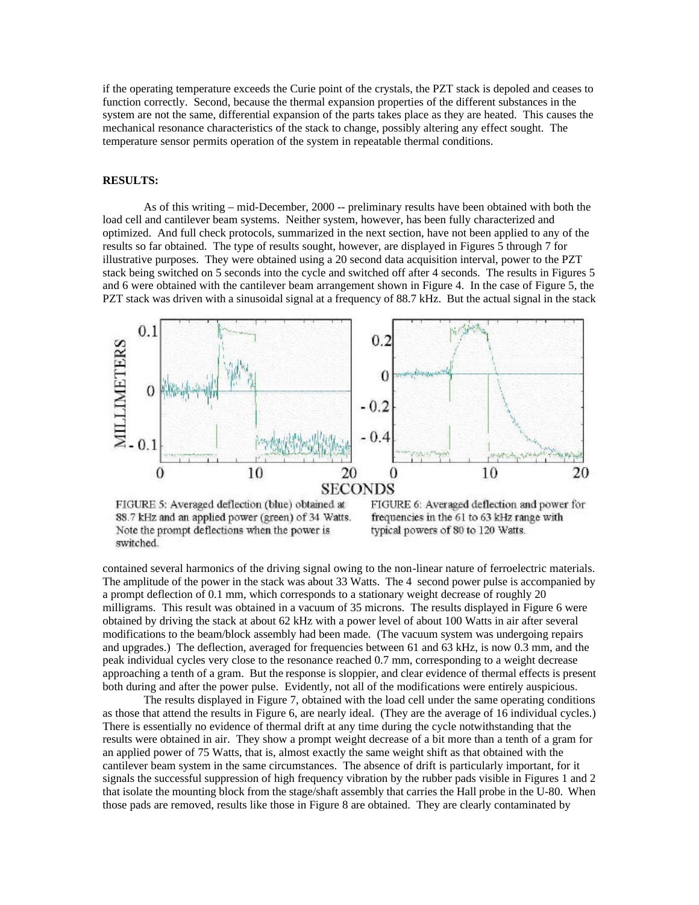if the operating temperature exceeds the Curie point of the crystals, the PZT stack is depoled and ceases to function correctly. Second, because the thermal expansion properties of the different substances in the system are not the same, differential expansion of the parts takes place as they are heated. This causes the mechanical resonance characteristics of the stack to change, possibly altering any effect sought. The temperature sensor permits operation of the system in repeatable thermal conditions.

**RESULTS:**

As of this writing – mid-December, 2000 -- preliminary results have been obtained with both the load cell and cantilever beam systems. Neither system, however, has been fully characterized and optimized. And full check protocols, summarized in the next section, have not been applied to any of the results so far obtained. The type of results sought, however, are displayed in Figures 5 through 7 for illustrative purposes. They were obtained using a 20 second data acquisition interval, power to the PZT stack being switched on 5 seconds into the cycle and switched off after 4 seconds. The results in Figures 5 and 6 were obtained with the cantilever beam arrangement shown in Figure 4. In the case of Figure 5, the PZT stack was driven with a sinusoidal signal at a frequency of 88.7 kHz. But the actual signal in the stack contained several harmonics of the driving signal owing to the non-linear nature of ferroelectric materials. The amplitude of the power in the stack was about 33 Watts. The 4 second power pulse is accompanied by a prompt deflection of 0.1 mm, which corresponds to a stationary weight decrease of roughly 20 milligrams. This result was obtained in a vacuum of 35 microns. The results displayed in Figure 6 were obtained by driving the stack at about 62 kHz with a power level of about 100 Watts in air after several modifications to the beam/block assembly had been made. (The vacuum system was undergoing repairs and upgrades.) The deflection, averaged for frequencies between 61 and 63 kHz, is now 0.3 mm, and the peak individual cycles very close to the resonance reached 0.7 mm, corresponding to a weight decrease approaching a tenth of a gram. But the response is sloppier, and clear evidence of thermal effects is present both during and after the power pulse. Evidently, not all of the modifications were entirely auspicious.

FIGURE 5: Averaged deflection (blue) obtained at 88.7 kHz and an applied power (green) of 34 Watts. Note the prompt deflections when the power is switched.

FIGURE 6: Averaged deflection and power for frequencies in the 61 to 63 kHz range with typical powers of 80 to 120 Watts.

The results displayed in Figure 7, obtained with the load cell under the same operating conditions as those that attend the results in Figure 6, are nearly ideal. (They are the average of 16 individual cycles.) There is essentially no evidence of thermal drift at any time during the cycle notwithstanding that the results were obtained in air. They show a prompt weight decrease of a bit more than a tenth of a gram for an applied power of 75 Watts, that is, almost exactly the same weight shift as that obtained with the cantilever beam system in the same circumstances. The absence of drift is particularly important, for it signals the successful suppression of high frequency vibration by the rubber pads visible in Figures 1 and 2 that isolate the mounting block from the stage/shaft assembly that carries the Hall probe in the U-80. When those pads are removed, results like those in Figure 8 are obtained. They are clearly contaminated by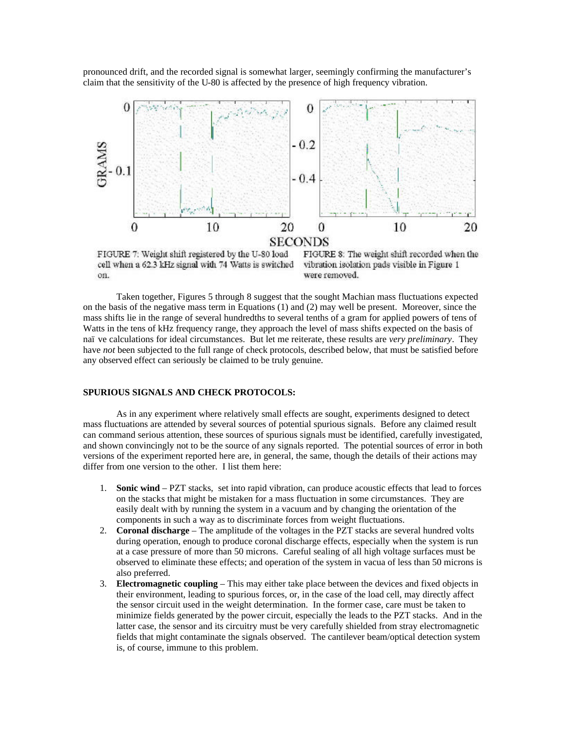pronounced drift, and the recorded signal is somewhat larger, seemingly confirming the manufacturer's claim that the sensitivity of the U-80 is affected by the presence of high frequency vibration.

FIGURE 7: Weight shift registered by the U-80 load cell when a 62.3 kHz signal with 74 Watts is switched on.

FIGURE 8: The weight shift recorded when the vibration isolation pads visible in Figure 1 were removed.

Taken together, Figures 5 through 8 suggest that the sought Machian mass fluctuations expected on the basis of the negative mass term in Equations (1) and (2) may well be present. Moreover, since the mass shifts lie in the range of several hundredths to several tenths of a gram for applied powers of tens of Watts in the tens of kHz frequency range, they approach the level of mass shifts expected on the basis of naï ve calculations for ideal circumstances. But let me reiterate, these results are *very preliminary*. They have *not* been subjected to the full range of check protocols, described below, that must be satisfied before any observed effect can seriously be claimed to be truly genuine.

## SPURIOUS SIGNALS AND CHECK PROTOCOLS:

As in any experiment where relatively small effects are sought, experiments designed to detect mass fluctuations are attended by several sources of potential spurious signals. Before any claimed result can command serious attention, these sources of spurious signals must be identified, carefully investigated, and shown convincingly not to be the source of any signals reported. The potential sources of error in both versions of the experiment reported here are, in general, the same, though the details of their actions may differ from one version to the other. I list them here:

1. **Sonic wind** – PZT stacks, set into rapid vibration, can produce acoustic effects that lead to forces on the stacks that might be mistaken for a mass fluctuation in some circumstances. They are easily dealt with by running the system in a vacuum and by changing the orientation of the components in such a way as to discriminate forces from weight fluctuations.
2. **Coronal discharge** – The amplitude of the voltages in the PZT stacks are several hundred volts during operation, enough to produce coronal discharge effects, especially when the system is run at a case pressure of more than 50 microns. Careful sealing of all high voltage surfaces must be observed to eliminate these effects; and operation of the system in vacua of less than 50 microns is also preferred.
3. **Electromagnetic coupling** – This may either take place between the devices and fixed objects in their environment, leading to spurious forces, or, in the case of the load cell, may directly affect the sensor circuit used in the weight determination. In the former case, care must be taken to minimize fields generated by the power circuit, especially the leads to the PZT stacks. And in the latter case, the sensor and its circuitry must be very carefully shielded from stray electromagnetic fields that might contaminate the signals observed. The cantilever beam/optical detection system is, of course, immune to this problem.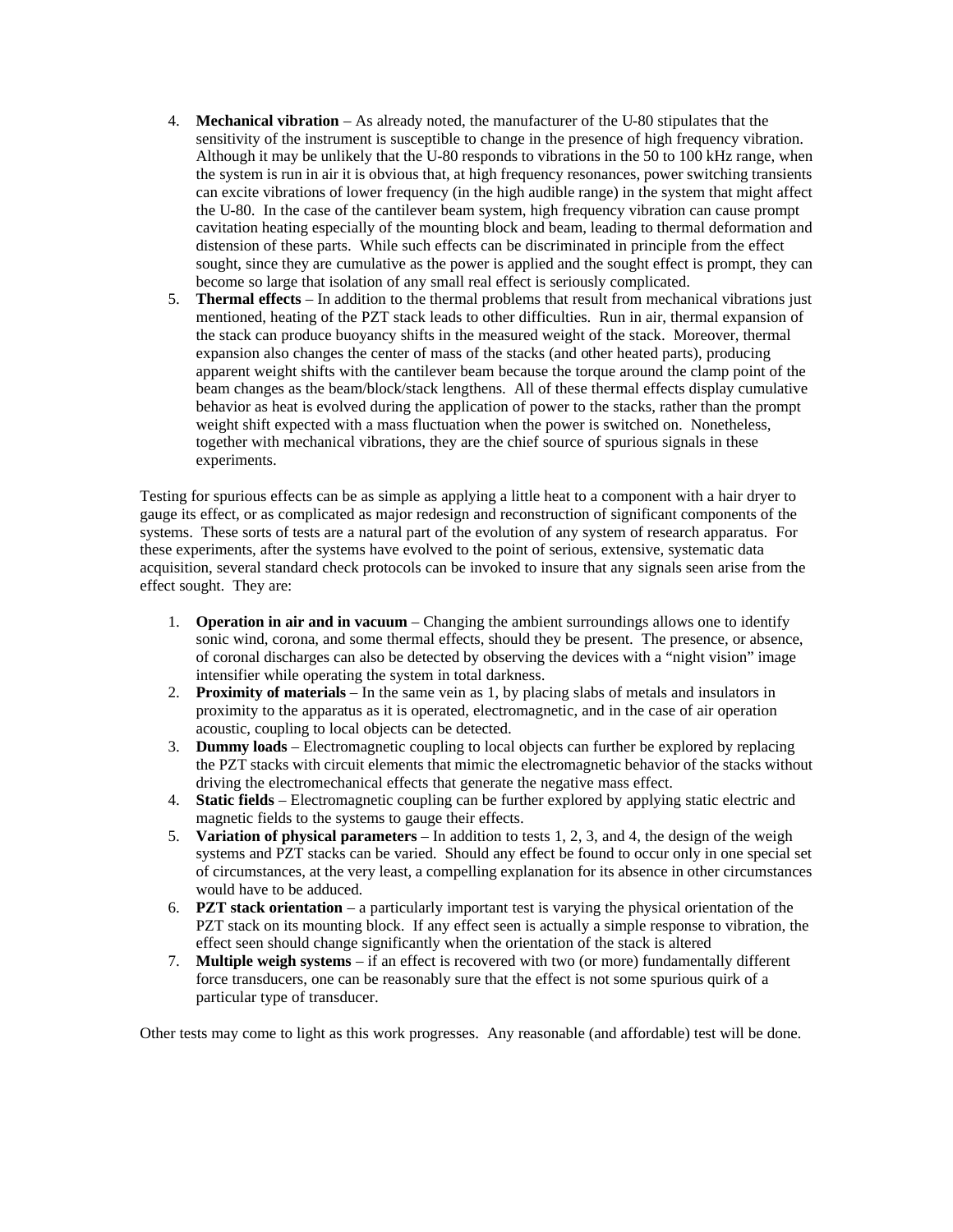4. **Mechanical vibration** – As already noted, the manufacturer of the U-80 stipulates that the sensitivity of the instrument is susceptible to change in the presence of high frequency vibration. Although it may be unlikely that the U-80 responds to vibrations in the 50 to 100 kHz range, when the system is run in air it is obvious that, at high frequency resonances, power switching transients can excite vibrations of lower frequency (in the high audible range) in the system that might affect the U-80. In the case of the cantilever beam system, high frequency vibration can cause prompt cavitation heating especially of the mounting block and beam, leading to thermal deformation and distension of these parts. While such effects can be discriminated in principle from the effect sought, since they are cumulative as the power is applied and the sought effect is prompt, they can become so large that isolation of any small real effect is seriously complicated.
5. **Thermal effects** – In addition to the thermal problems that result from mechanical vibrations just mentioned, heating of the PZT stack leads to other difficulties. Run in air, thermal expansion of the stack can produce buoyancy shifts in the measured weight of the stack. Moreover, thermal expansion also changes the center of mass of the stacks (and other heated parts), producing apparent weight shifts with the cantilever beam because the torque around the clamp point of the beam changes as the beam/block/stack lengthens. All of these thermal effects display cumulative behavior as heat is evolved during the application of power to the stacks, rather than the prompt weight shift expected with a mass fluctuation when the power is switched on. Nonetheless, together with mechanical vibrations, they are the chief source of spurious signals in these experiments.

Testing for spurious effects can be as simple as applying a little heat to a component with a hair dryer to gauge its effect, or as complicated as major redesign and reconstruction of significant components of the systems. These sorts of tests are a natural part of the evolution of any system of research apparatus. For these experiments, after the systems have evolved to the point of serious, extensive, systematic data acquisition, several standard check protocols can be invoked to insure that any signals seen arise from the effect sought. They are:

1. **Operation in air and in vacuum** – Changing the ambient surroundings allows one to identify sonic wind, corona, and some thermal effects, should they be present. The presence, or absence, of coronal discharges can also be detected by observing the devices with a "night vision" image intensifier while operating the system in total darkness.
2. **Proximity of materials** – In the same vein as 1, by placing slabs of metals and insulators in proximity to the apparatus as it is operated, electromagnetic, and in the case of air operation acoustic, coupling to local objects can be detected.
3. **Dummy loads** – Electromagnetic coupling to local objects can further be explored by replacing the PZT stacks with circuit elements that mimic the electromagnetic behavior of the stacks without driving the electromechanical effects that generate the negative mass effect.
4. **Static fields** – Electromagnetic coupling can be further explored by applying static electric and magnetic fields to the systems to gauge their effects.
5. **Variation of physical parameters** – In addition to tests 1, 2, 3, and 4, the design of the weigh systems and PZT stacks can be varied. Should any effect be found to occur only in one special set of circumstances, at the very least, a compelling explanation for its absence in other circumstances would have to be adduced.
6. **PZT stack orientation** – a particularly important test is varying the physical orientation of the PZT stack on its mounting block. If any effect seen is actually a simple response to vibration, the effect seen should change significantly when the orientation of the stack is altered
7. **Multiple weigh systems** – if an effect is recovered with two (or more) fundamentally different force transducers, one can be reasonably sure that the effect is not some spurious quirk of a particular type of transducer.

Other tests may come to light as this work progresses. Any reasonable (and affordable) test will be done.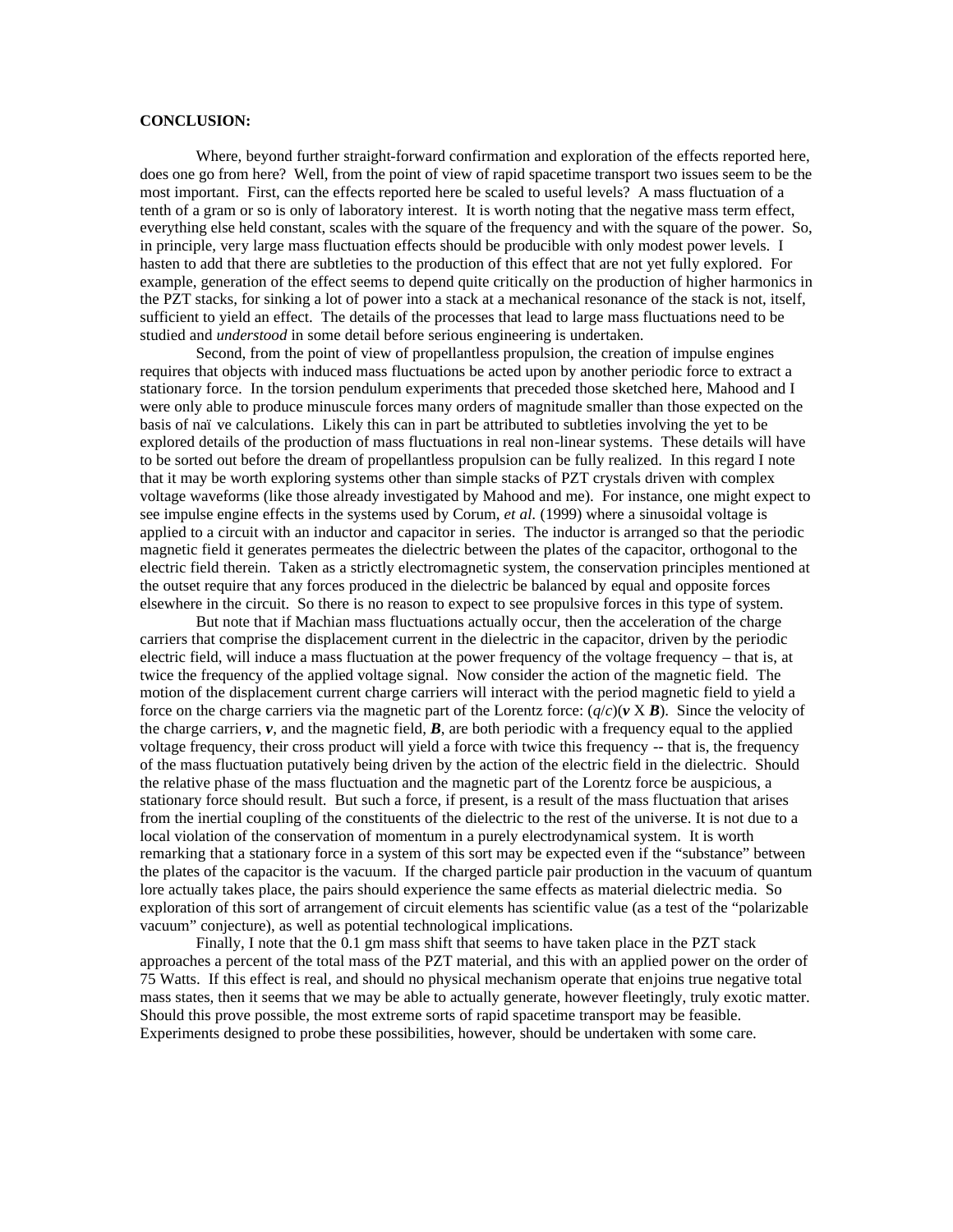**CONCLUSION:**

Where, beyond further straight-forward confirmation and exploration of the effects reported here, does one go from here? Well, from the point of view of rapid spacetime transport two issues seem to be the most important. First, can the effects reported here be scaled to useful levels? A mass fluctuation of a tenth of a gram or so is only of laboratory interest. It is worth noting that the negative mass term effect, everything else held constant, scales with the square of the frequency and with the square of the power. So, in principle, very large mass fluctuation effects should be producible with only modest power levels. I hasten to add that there are subtleties to the production of this effect that are not yet fully explored. For example, generation of the effect seems to depend quite critically on the production of higher harmonics in the PZT stacks, for sinking a lot of power into a stack at a mechanical resonance of the stack is not, itself, sufficient to yield an effect. The details of the processes that lead to large mass fluctuations need to be studied and *understood* in some detail before serious engineering is undertaken.

Second, from the point of view of propellantless propulsion, the creation of impulse engines requires that objects with induced mass fluctuations be acted upon by another periodic force to extract a stationary force. In the torsion pendulum experiments that preceded those sketched here, Mahood and I were only able to produce minuscule forces many orders of magnitude smaller than those expected on the basis of naïve calculations. Likely this can in part be attributed to subtleties involving the yet to be explored details of the production of mass fluctuations in real non-linear systems. These details will have to be sorted out before the dream of propellantless propulsion can be fully realized. In this regard I note that it may be worth exploring systems other than simple stacks of PZT crystals driven with complex voltage waveforms (like those already investigated by Mahood and me). For instance, one might expect to see impulse engine effects in the systems used by Corum, *et al.* (1999) where a sinusoidal voltage is applied to a circuit with an inductor and capacitor in series. The inductor is arranged so that the periodic magnetic field it generates permeates the dielectric between the plates of the capacitor, orthogonal to the electric field therein. Taken as a strictly electromagnetic system, the conservation principles mentioned at the outset require that any forces produced in the dielectric be balanced by equal and opposite forces elsewhere in the circuit. So there is no reason to expect to see propulsive forces in this type of system.

But note that if Machian mass fluctuations actually occur, then the acceleration of the charge carriers that comprise the displacement current in the dielectric in the capacitor, driven by the periodic electric field, will induce a mass fluctuation at the power frequency of the voltage frequency – that is, at twice the frequency of the applied voltage signal. Now consider the action of the magnetic field. The motion of the displacement current charge carriers will interact with the period magnetic field to yield a force on the charge carriers via the magnetic part of the Lorentz force: $(q/c)(\mathbf{v} \times \mathbf{B})$. Since the velocity of the charge carriers, $\mathbf{v}$, and the magnetic field, $\mathbf{B}$, are both periodic with a frequency equal to the applied voltage frequency, their cross product will yield a force with twice this frequency -- that is, the frequency of the mass fluctuation putatively being driven by the action of the electric field in the dielectric. Should the relative phase of the mass fluctuation and the magnetic part of the Lorentz force be auspicious, a stationary force should result. But such a force, if present, is a result of the mass fluctuation that arises from the inertial coupling of the constituents of the dielectric to the rest of the universe. It is not due to a local violation of the conservation of momentum in a purely electrodynamical system. It is worth remarking that a stationary force in a system of this sort may be expected even if the "substance" between the plates of the capacitor is the vacuum. If the charged particle pair production in the vacuum of quantum lore actually takes place, the pairs should experience the same effects as material dielectric media. So exploration of this sort of arrangement of circuit elements has scientific value (as a test of the "polarizable vacuum" conjecture), as well as potential technological implications.

Finally, I note that the 0.1 gm mass shift that seems to have taken place in the PZT stack approaches a percent of the total mass of the PZT material, and this with an applied power on the order of 75 Watts. If this effect is real, and should no physical mechanism operate that enjoins true negative total mass states, then it seems that we may be able to actually generate, however fleetingly, truly exotic matter. Should this prove possible, the most extreme sorts of rapid spacetime transport may be feasible. Experiments designed to probe these possibilities, however, should be undertaken with some care.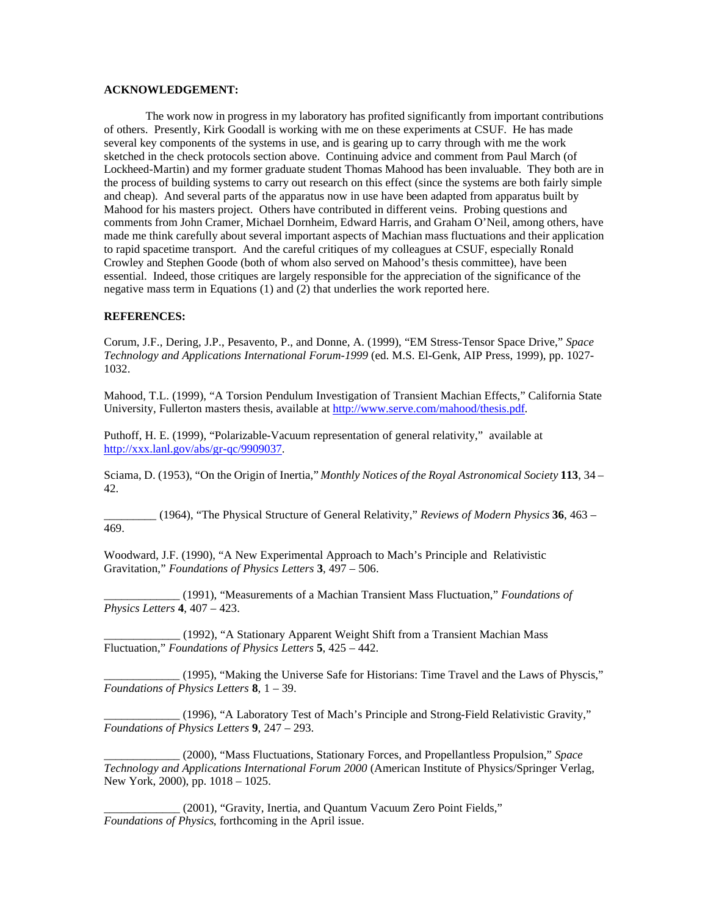**ACKNOWLEDGEMENT:**

The work now in progress in my laboratory has profited significantly from important contributions of others. Presently, Kirk Goodall is working with me on these experiments at CSUF. He has made several key components of the systems in use, and is gearing up to carry through with me the work sketched in the check protocols section above. Continuing advice and comment from Paul March (of Lockheed-Martin) and my former graduate student Thomas Mahood has been invaluable. They both are in the process of building systems to carry out research on this effect (since the systems are both fairly simple and cheap). And several parts of the apparatus now in use have been adapted from apparatus built by Mahood for his masters project. Others have contributed in different veins. Probing questions and comments from John Cramer, Michael Dornheim, Edward Harris, and Graham O'Neil, among others, have made me think carefully about several important aspects of Machian mass fluctuations and their application to rapid spacetime transport. And the careful critiques of my colleagues at CSUF, especially Ronald Crowley and Stephen Goode (both of whom also served on Mahood's thesis committee), have been essential. Indeed, those critiques are largely responsible for the appreciation of the significance of the negative mass term in Equations (1) and (2) that underlies the work reported here.

**REFERENCES:**

Corum, J.F., Dering, J.P., Pesavento, P., and Donne, A. (1999), "EM Stress-Tensor Space Drive," *Space Technology and Applications International Forum-1999* (ed. M.S. El-Genk, AIP Press, 1999), pp. 1027-1032.

Mahood, T.L. (1999), "A Torsion Pendulum Investigation of Transient Machian Effects," California State University, Fullerton masters thesis, available at http://www.serve.com/mahood/thesis.pdf.

Puthoff, H. E. (1999), "Polarizable-Vacuum representation of general relativity," available at http://xxx.lanl.gov/abs/gr-qc/9909037.

Sciama, D. (1953), "On the Origin of Inertia," *Monthly Notices of the Royal Astronomical Society* **113**, 34 – 42.

_________ (1964), "The Physical Structure of General Relativity," *Reviews of Modern Physics* **36**, 463 – 469.

Woodward, J.F. (1990), "A New Experimental Approach to Mach's Principle and Relativistic Gravitation," *Foundations of Physics Letters* **3**, 497 – 506.

_____________ (1991), "Measurements of a Machian Transient Mass Fluctuation," *Foundations of Physics Letters* **4**, 407 – 423.

_____________ (1992), "A Stationary Apparent Weight Shift from a Transient Machian Mass Fluctuation," *Foundations of Physics Letters* **5**, 425 – 442.

_____________ (1995), "Making the Universe Safe for Historians: Time Travel and the Laws of Physcis," *Foundations of Physics Letters* **8**, 1 – 39.

_____________ (1996), "A Laboratory Test of Mach's Principle and Strong-Field Relativistic Gravity," *Foundations of Physics Letters* **9**, 247 – 293.

_____________ (2000), "Mass Fluctuations, Stationary Forces, and Propellantless Propulsion," *Space Technology and Applications International Forum 2000* (American Institute of Physics/Springer Verlag, New York, 2000), pp. 1018 – 1025.

_____________ (2001), "Gravity, Inertia, and Quantum Vacuum Zero Point Fields," *Foundations of Physics*, forthcoming in the April issue.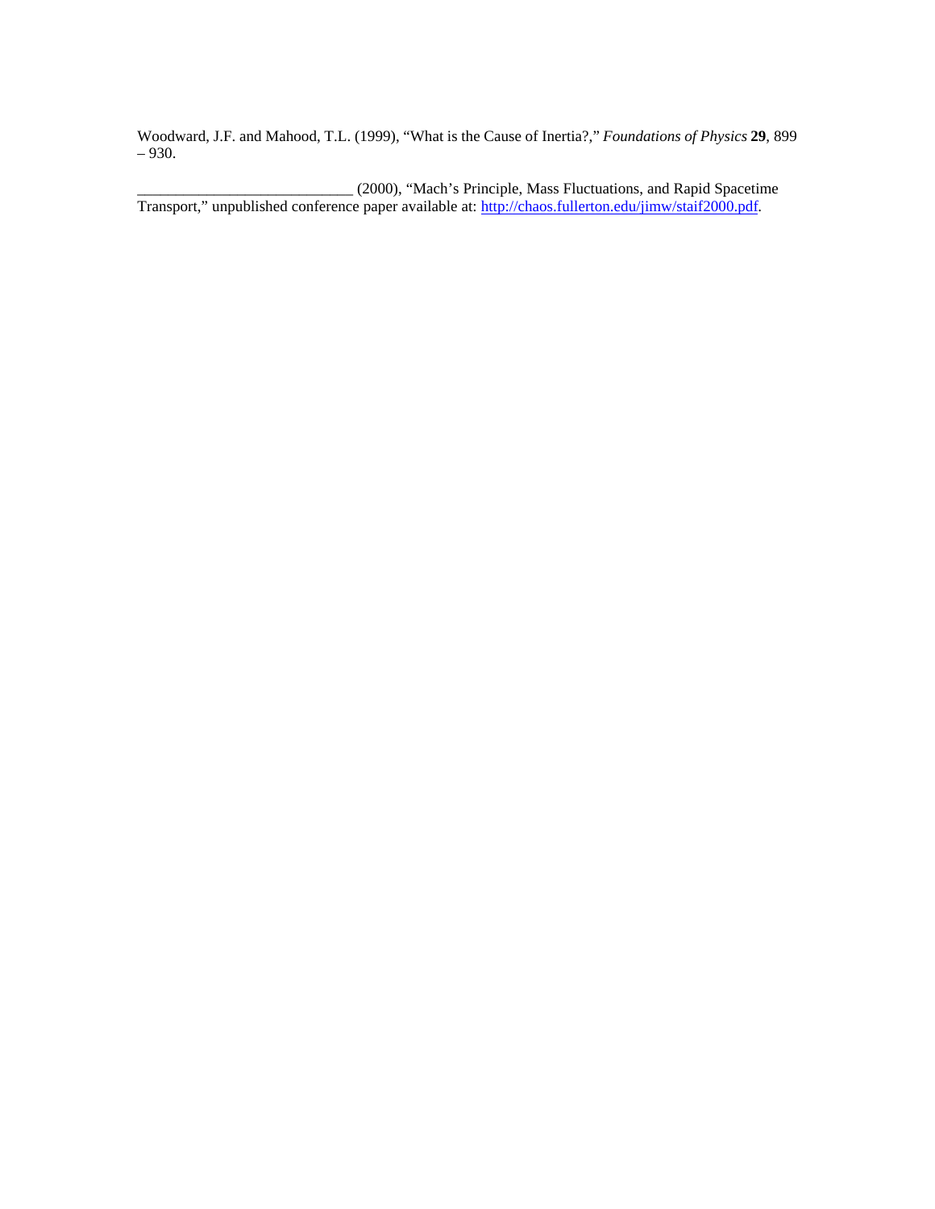Woodward, J.F. and Mahood, T.L. (1999), “What is the Cause of Inertia?,” *Foundations of Physics* **29**, 899 – 930.

___________________________ (2000), “Mach’s Principle, Mass Fluctuations, and Rapid Spacetime Transport,” unpublished conference paper available at: http://chaos.fullerton.edu/jimw/staif2000.pdf.